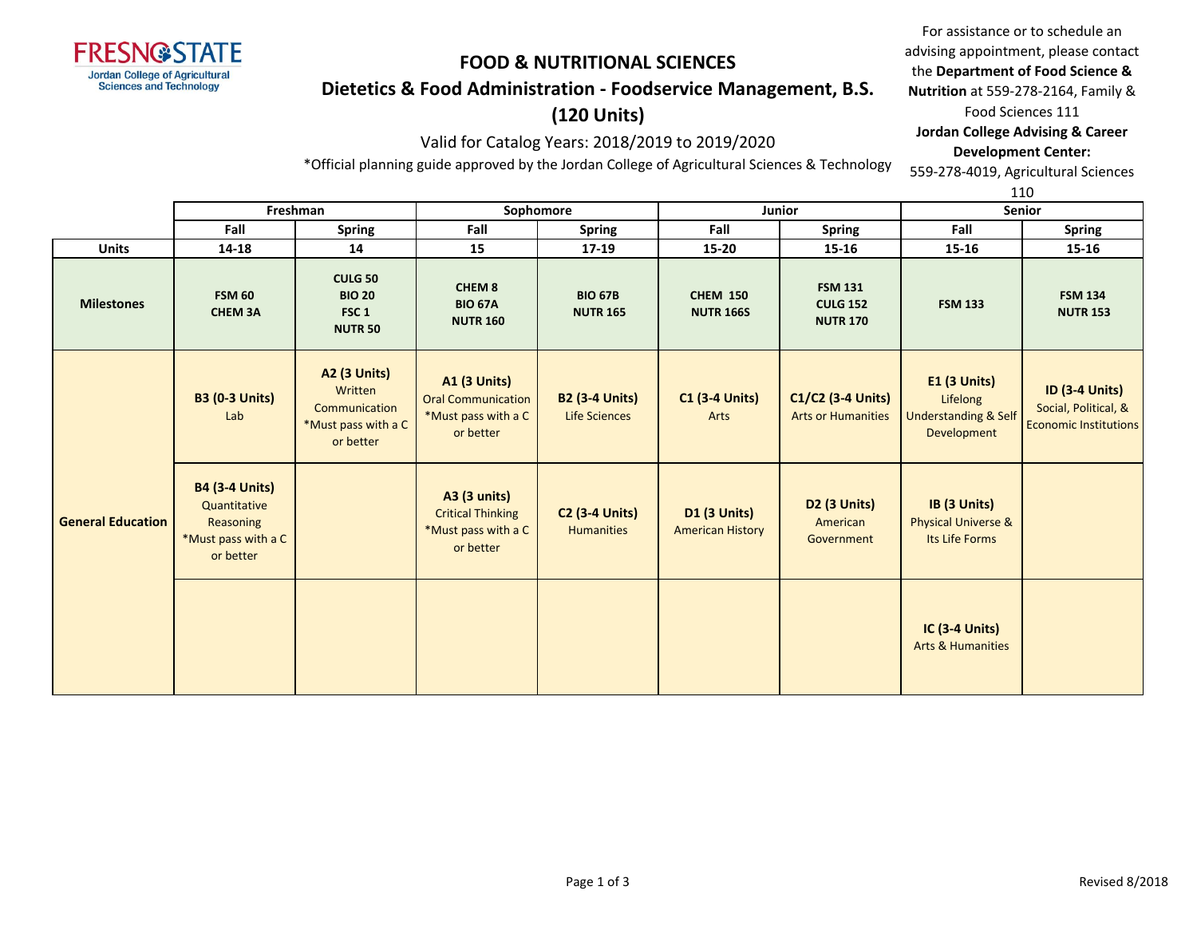Fresno State — Jordan College of Agricultural Sciences and Technology

# FOOD & NUTRITIONAL SCIENCES

## Dietetics & Food Administration - Foodservice Management, B.S. (120 Units)

Valid for Catalog Years: 2018/2019 to 2019/2020

*Official planning guide approved by the Jordan College of Agricultural Sciences & Technology

For assistance or to schedule an advising appointment, please contact the **Department of Food Science & Nutrition** at 559-278-2164, Family & Food Sciences 111

**Jordan College Advising & Career Development Center:** 559-278-4019, Agricultural Sciences 110

| | Freshman | | Sophomore | | Junior | | Senior | |
|---|---|---|---|---|---|---|---|---|
| | Fall | Spring | Fall | Spring | Fall | Spring | Fall | Spring |
| **Units** | 14-18 | 14 | 15 | 17-19 | 15-20 | 15-16 | 15-16 | 15-16 |
| **Milestones** | **FSM 60**<br>**CHEM 3A** | **CULG 50**<br>**BIO 20**<br>**FSC 1**<br>**NUTR 50** | **CHEM 8**<br>**BIO 67A**<br>**NUTR 160** | **BIO 67B**<br>**NUTR 165** | **CHEM 150**<br>**NUTR 166S** | **FSM 131**<br>**CULG 152**<br>**NUTR 170** | **FSM 133** | **FSM 134**<br>**NUTR 153** |
| **General Education** | **B3 (0-3 Units)** Lab | **A2 (3 Units)** Written Communication *Must pass with a C or better | **A1 (3 Units)** Oral Communication *Must pass with a C or better | **B2 (3-4 Units)** Life Sciences | **C1 (3-4 Units)** Arts | **C1/C2 (3-4 Units)** Arts or Humanities | **E1 (3 Units)** Lifelong Understanding & Self Development | **ID (3-4 Units)** Social, Political, & Economic Institutions |
| | **B4 (3-4 Units)** Quantitative Reasoning *Must pass with a C or better | | **A3 (3 units)** Critical Thinking *Must pass with a C or better | **C2 (3-4 Units)** Humanities | **D1 (3 Units)** American History | **D2 (3 Units)** American Government | **IB (3 Units)** Physical Universe & Its Life Forms | |
| | | | | | | | **IC (3-4 Units)** Arts & Humanities | |

Revised 8/2018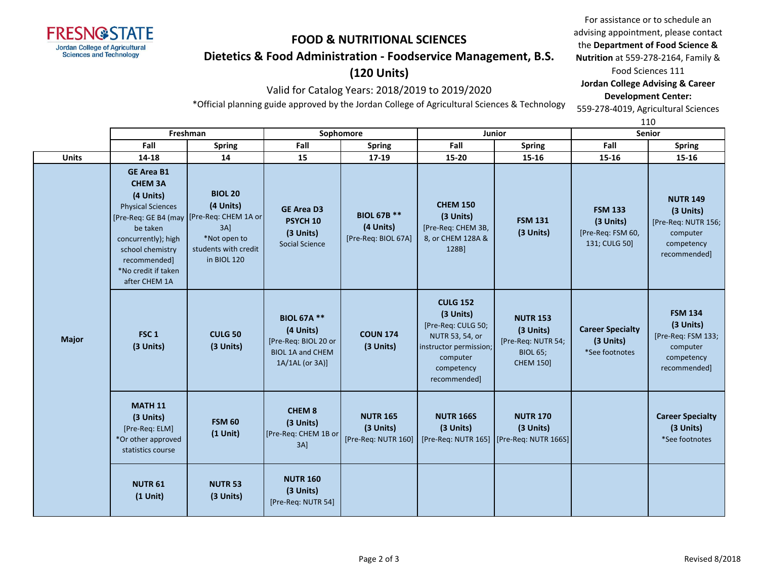# FOOD & NUTRITIONAL SCIENCES

## Dietetics & Food Administration - Foodservice Management, B.S. (120 Units)

Valid for Catalog Years: 2018/2019 to 2019/2020

*Official planning guide approved by the Jordan College of Agricultural Sciences & Technology

For assistance or to schedule an advising appointment, please contact the **Department of Food Science & Nutrition** at 559-278-2164, Family & Food Sciences 111
**Jordan College Advising & Career Development Center:** 559-278-4019, Agricultural Sciences 110

| | Freshman | | Sophomore | | Junior | | Senior | |
|---|---|---|---|---|---|---|---|---|
| | Fall | Spring | Fall | Spring | Fall | Spring | Fall | Spring |
| **Units** | 14-18 | 14 | 15 | 17-19 | 15-20 | 15-16 | 15-16 | 15-16 |
| **Major** | **GE Area B1 CHEM 3A (4 Units)** Physical Sciences [Pre-Req: GE B4 (may be taken concurrently); high school chemistry recommended] *No credit if taken after CHEM 1A | **BIOL 20 (4 Units)** [Pre-Req: CHEM 1A or 3A] *Not open to students with credit in BIOL 120 | **GE Area D3 PSYCH 10 (3 Units)** Social Science | **BIOL 67B ** (4 Units)** [Pre-Req: BIOL 67A] | **CHEM 150 (3 Units)** [Pre-Req: CHEM 3B, 8, or CHEM 128A & 128B] | **FSM 131 (3 Units)** | **FSM 133 (3 Units)** [Pre-Req: FSM 60, 131; CULG 50] | **NUTR 149 (3 Units)** [Pre-Req: NUTR 156; computer competency recommended] |
| | **FSC 1 (3 Units)** | **CULG 50 (3 Units)** | **BIOL 67A ** (4 Units)** [Pre-Req: BIOL 20 or BIOL 1A and CHEM 1A/1AL (or 3A)] | **COUN 174 (3 Units)** | **CULG 152 (3 Units)** [Pre-Req: CULG 50; NUTR 53, 54, or instructor permission; computer competency recommended] | **NUTR 153 (3 Units)** [Pre-Req: NUTR 54; BIOL 65; CHEM 150] | **Career Specialty (3 Units)** *See footnotes | **FSM 134 (3 Units)** [Pre-Req: FSM 133; computer competency recommended] |
| | **MATH 11 (3 Units)** [Pre-Req: ELM] *Or other approved statistics course | **FSM 60 (1 Unit)** | **CHEM 8 (3 Units)** [Pre-Req: CHEM 1B or 3A] | **NUTR 165 (3 Units)** [Pre-Req: NUTR 160] | **NUTR 166S (3 Units)** [Pre-Req: NUTR 165] | **NUTR 170 (3 Units)** [Pre-Req: NUTR 166S] | | **Career Specialty (3 Units)** *See footnotes |
| | **NUTR 61 (1 Unit)** | **NUTR 53 (3 Units)** | **NUTR 160 (3 Units)** [Pre-Req: NUTR 54] | | | | | |

Revised 8/2018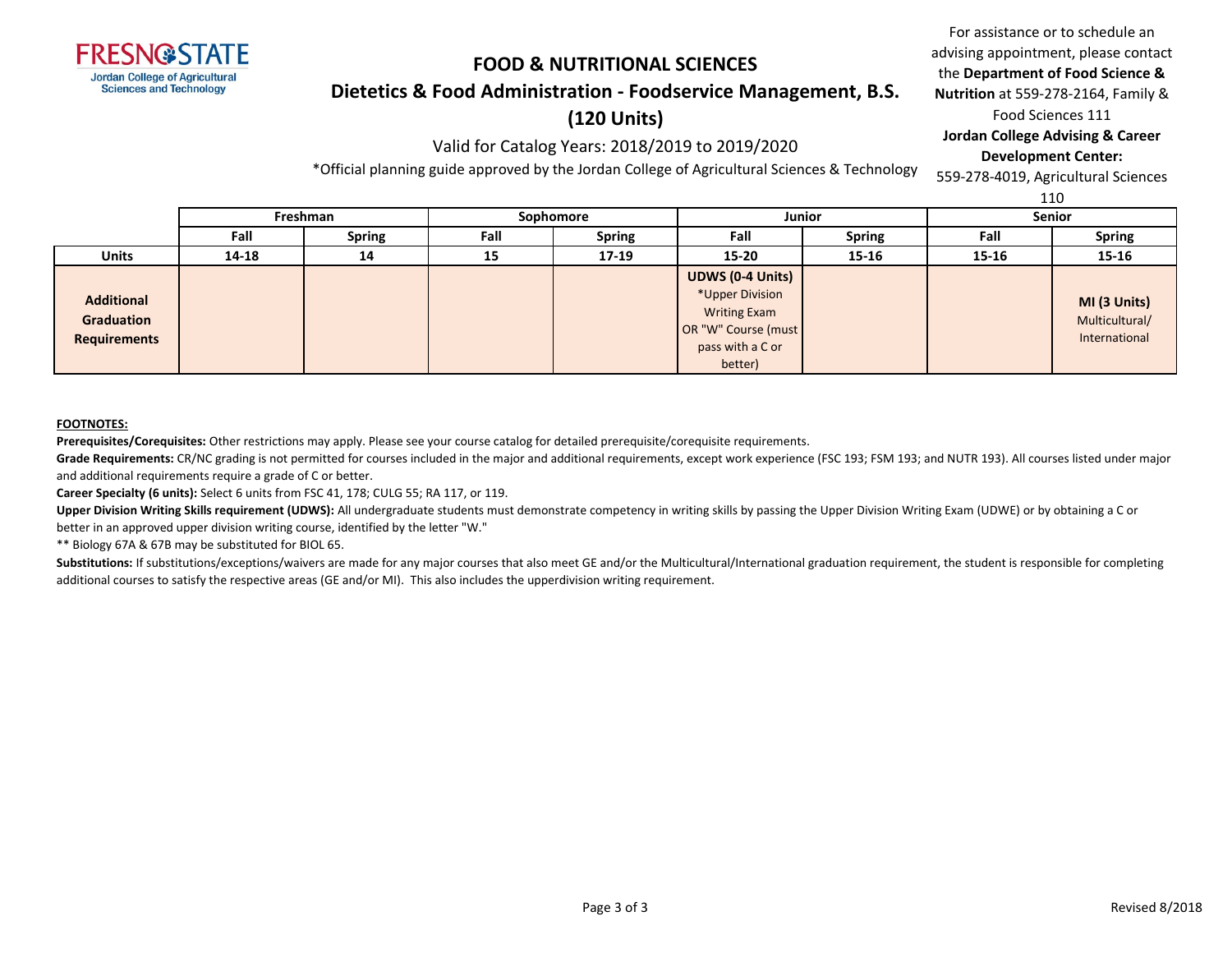# FOOD & NUTRITIONAL SCIENCES

## Dietetics & Food Administration - Foodservice Management, B.S. (120 Units)

Valid for Catalog Years: 2018/2019 to 2019/2020

*Official planning guide approved by the Jordan College of Agricultural Sciences & Technology

For assistance or to schedule an advising appointment, please contact the **Department of Food Science & Nutrition** at 559-278-2164, Family & Food Sciences 111

**Jordan College Advising & Career Development Center:** 559-278-4019, Agricultural Sciences 110

| | Freshman | | Sophomore | | Junior | | Senior | |
|---|---|---|---|---|---|---|---|---|
| | **Fall** | **Spring** | **Fall** | **Spring** | **Fall** | **Spring** | **Fall** | **Spring** |
| **Units** | **14-18** | **14** | **15** | **17-19** | **15-20** | **15-16** | **15-16** | **15-16** |
| **Additional Graduation Requirements** | | | | | **UDWS (0-4 Units)** *Upper Division Writing Exam OR "W" Course (must pass with a C or better) | | | **MI (3 Units)** Multicultural/ International |

**FOOTNOTES:**

**Prerequisites/Corequisites:** Other restrictions may apply. Please see your course catalog for detailed prerequisite/corequisite requirements.

**Grade Requirements:** CR/NC grading is not permitted for courses included in the major and additional requirements, except work experience (FSC 193; FSM 193; and NUTR 193). All courses listed under major and additional requirements require a grade of C or better.

**Career Specialty (6 units):** Select 6 units from FSC 41, 178; CULG 55; RA 117, or 119.

**Upper Division Writing Skills requirement (UDWS):** All undergraduate students must demonstrate competency in writing skills by passing the Upper Division Writing Exam (UDWE) or by obtaining a C or better in an approved upper division writing course, identified by the letter "W."

** Biology 67A & 67B may be substituted for BIOL 65.

**Substitutions:** If substitutions/exceptions/waivers are made for any major courses that also meet GE and/or the Multicultural/International graduation requirement, the student is responsible for completing additional courses to satisfy the respective areas (GE and/or MI). This also includes the upperdivision writing requirement.

Revised 8/2018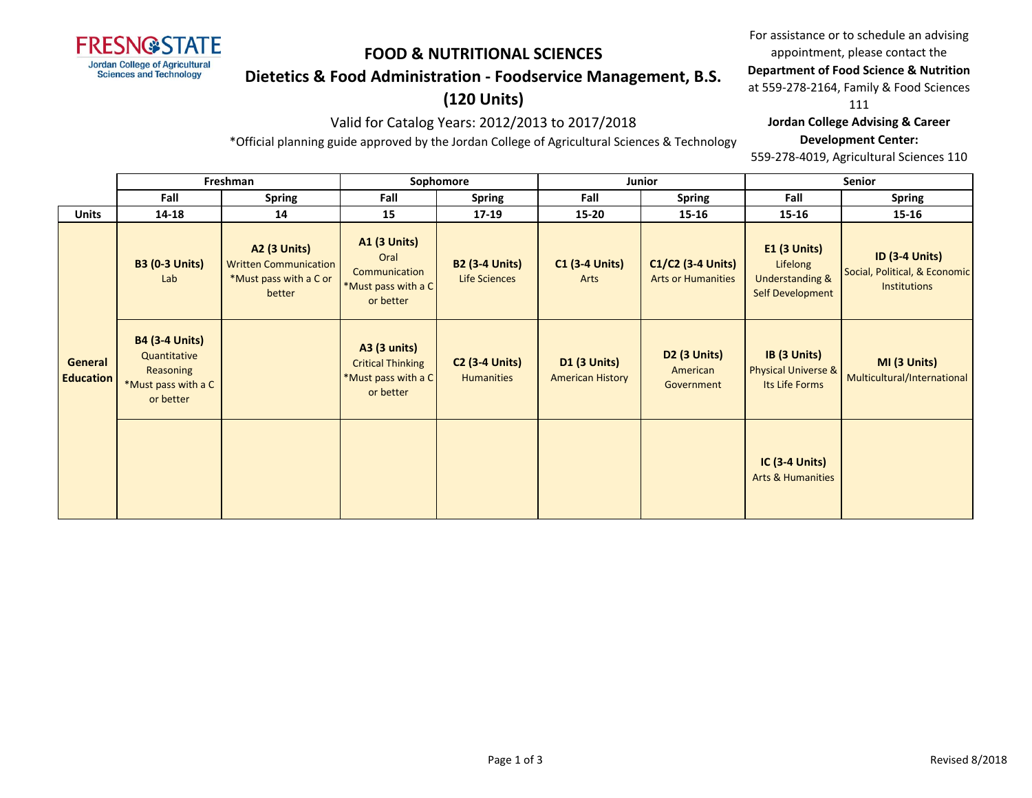FRESNO STATE
Jordan College of Agricultural Sciences and Technology

# FOOD & NUTRITIONAL SCIENCES

## Dietetics & Food Administration - Foodservice Management, B.S. (120 Units)

Valid for Catalog Years: 2012/2013 to 2017/2018

*Official planning guide approved by the Jordan College of Agricultural Sciences & Technology

For assistance or to schedule an advising appointment, please contact the **Department of Food Science & Nutrition** at 559-278-2164, Family & Food Sciences 111

**Jordan College Advising & Career Development Center:**
559-278-4019, Agricultural Sciences 110

| | Freshman | | Sophomore | | Junior | | Senior | |
|---|---|---|---|---|---|---|---|---|
| | **Fall** | **Spring** | **Fall** | **Spring** | **Fall** | **Spring** | **Fall** | **Spring** |
| **Units** | **14-18** | **14** | **15** | **17-19** | **15-20** | **15-16** | **15-16** | **15-16** |
| **General Education** | **B3 (0-3 Units)** Lab | **A2 (3 Units)** Written Communication *Must pass with a C or better | **A1 (3 Units)** Oral Communication *Must pass with a C or better | **B2 (3-4 Units)** Life Sciences | **C1 (3-4 Units)** Arts | **C1/C2 (3-4 Units)** Arts or Humanities | **E1 (3 Units)** Lifelong Understanding & Self Development | **ID (3-4 Units)** Social, Political, & Economic Institutions |
| | **B4 (3-4 Units)** Quantitative Reasoning *Must pass with a C or better | | **A3 (3 units)** Critical Thinking *Must pass with a C or better | **C2 (3-4 Units)** Humanities | **D1 (3 Units)** American History | **D2 (3 Units)** American Government | **IB (3 Units)** Physical Universe & Its Life Forms | **MI (3 Units)** Multicultural/International |
| | | | | | | | **IC (3-4 Units)** Arts & Humanities | |

Revised 8/2018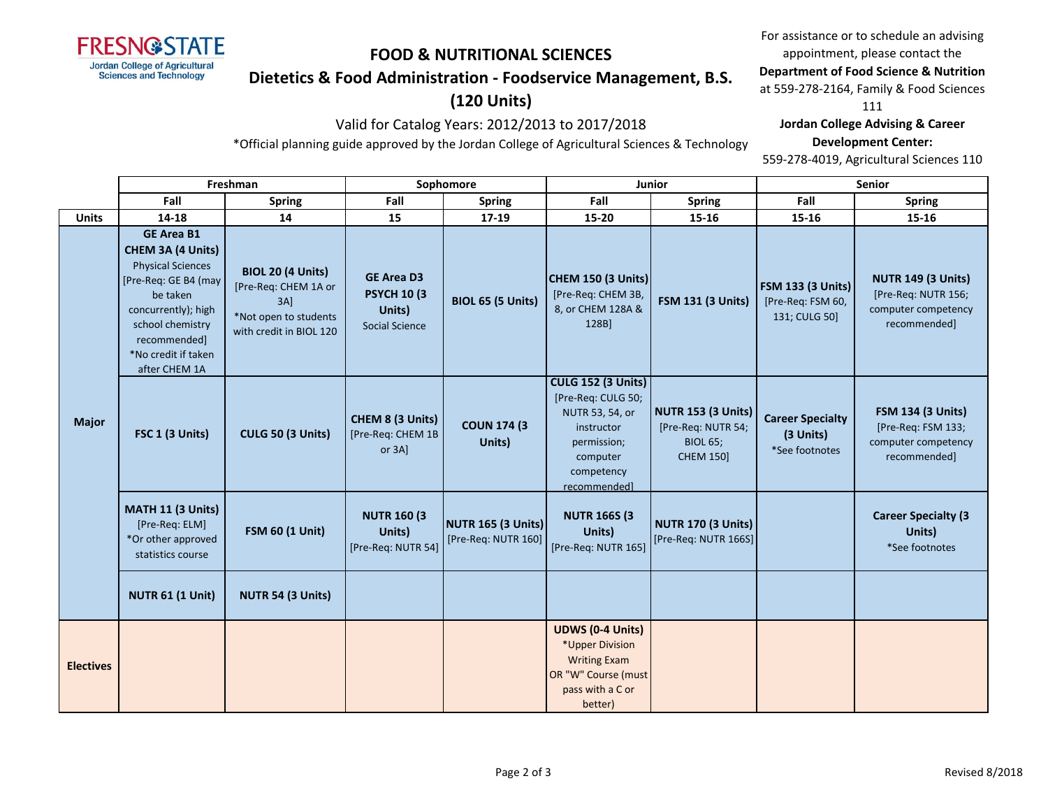# FOOD & NUTRITIONAL SCIENCES

## Dietetics & Food Administration - Foodservice Management, B.S. (120 Units)

Valid for Catalog Years: 2012/2013 to 2017/2018

*Official planning guide approved by the Jordan College of Agricultural Sciences & Technology

For assistance or to schedule an advising appointment, please contact the **Department of Food Science & Nutrition** at 559-278-2164, Family & Food Sciences 111

**Jordan College Advising & Career Development Center:** 559-278-4019, Agricultural Sciences 110

| | Freshman | | Sophomore | | Junior | | Senior | |
|---|---|---|---|---|---|---|---|---|
| | **Fall** | **Spring** | **Fall** | **Spring** | **Fall** | **Spring** | **Fall** | **Spring** |
| **Units** | **14-18** | **14** | **15** | **17-19** | **15-20** | **15-16** | **15-16** | **15-16** |
| **Major** | **GE Area B1 CHEM 3A (4 Units)** Physical Sciences [Pre-Req: GE B4 (may be taken concurrently); high school chemistry recommended] *No credit if taken after CHEM 1A | **BIOL 20 (4 Units)** [Pre-Req: CHEM 1A or 3A] *Not open to students with credit in BIOL 120 | **GE Area D3 PSYCH 10 (3 Units)** Social Science | **BIOL 65 (5 Units)** | **CHEM 150 (3 Units)** [Pre-Req: CHEM 3B, 8, or CHEM 128A & 128B] | **FSM 131 (3 Units)** | **FSM 133 (3 Units)** [Pre-Req: FSM 60, 131; CULG 50] | **NUTR 149 (3 Units)** [Pre-Req: NUTR 156; computer competency recommended] |
| | **FSC 1 (3 Units)** | **CULG 50 (3 Units)** | **CHEM 8 (3 Units)** [Pre-Req: CHEM 1B or 3A] | **COUN 174 (3 Units)** | **CULG 152 (3 Units)** [Pre-Req: CULG 50; NUTR 53, 54, or instructor permission; computer competency recommended] | **NUTR 153 (3 Units)** [Pre-Req: NUTR 54; BIOL 65; CHEM 150] | **Career Specialty (3 Units)** *See footnotes | **FSM 134 (3 Units)** [Pre-Req: FSM 133; computer competency recommended] |
| | **MATH 11 (3 Units)** [Pre-Req: ELM] *Or other approved statistics course | **FSM 60 (1 Unit)** | **NUTR 160 (3 Units)** [Pre-Req: NUTR 54] | **NUTR 165 (3 Units)** [Pre-Req: NUTR 160] | **NUTR 166S (3 Units)** [Pre-Req: NUTR 165] | **NUTR 170 (3 Units)** [Pre-Req: NUTR 166S] | | **Career Specialty (3 Units)** *See footnotes |
| | **NUTR 61 (1 Unit)** | **NUTR 54 (3 Units)** | | | | | | |
| **Electives** | | | | | **UDWS (0-4 Units)** *Upper Division Writing Exam OR "W" Course (must pass with a C or better) | | | |

Revised 8/2018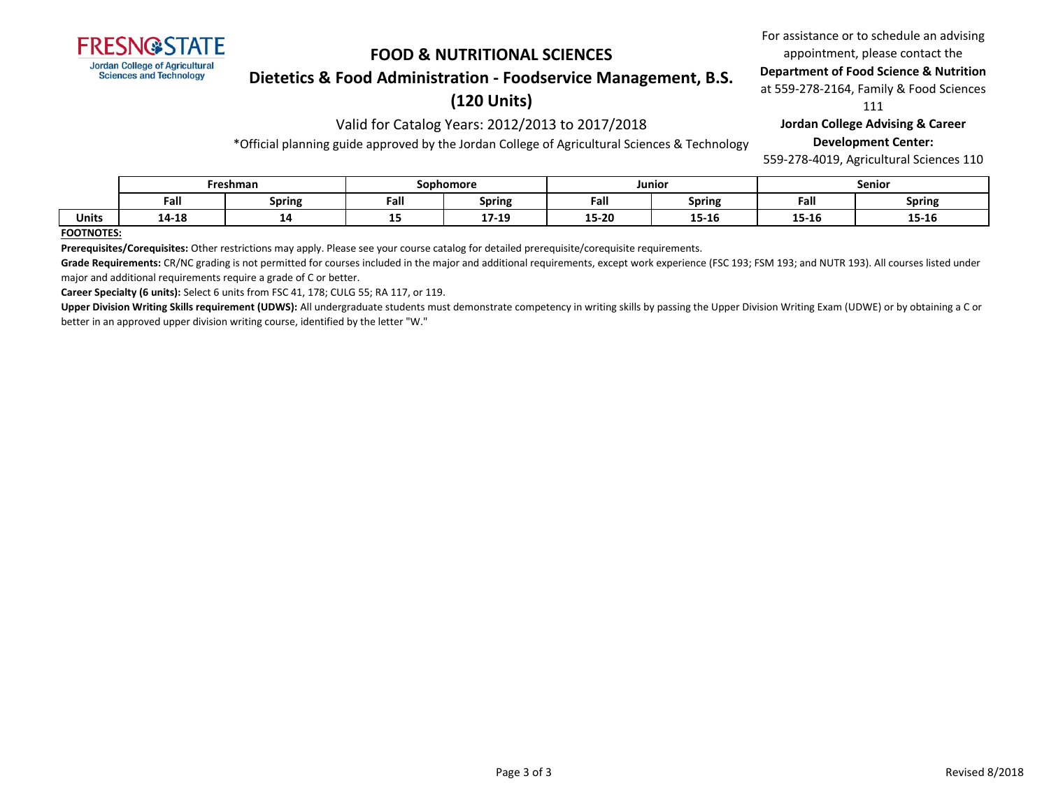# FOOD & NUTRITIONAL SCIENCES

## Dietetics & Food Administration - Foodservice Management, B.S. (120 Units)

Valid for Catalog Years: 2012/2013 to 2017/2018

*Official planning guide approved by the Jordan College of Agricultural Sciences & Technology

For assistance or to schedule an advising appointment, please contact the **Department of Food Science & Nutrition** at 559-278-2164, Family & Food Sciences 111

**Jordan College Advising & Career Development Center:** 559-278-4019, Agricultural Sciences 110

| | Freshman | | Sophomore | | Junior | | Senior | |
|---|---|---|---|---|---|---|---|---|
| | **Fall** | **Spring** | **Fall** | **Spring** | **Fall** | **Spring** | **Fall** | **Spring** |
| **Units** | **14-18** | **14** | **15** | **17-19** | **15-20** | **15-16** | **15-16** | **15-16** |

**FOOTNOTES:**

**Prerequisites/Corequisites:** Other restrictions may apply. Please see your course catalog for detailed prerequisite/corequisite requirements.

**Grade Requirements:** CR/NC grading is not permitted for courses included in the major and additional requirements, except work experience (FSC 193; FSM 193; and NUTR 193). All courses listed under major and additional requirements require a grade of C or better.

**Career Specialty (6 units):** Select 6 units from FSC 41, 178; CULG 55; RA 117, or 119.

**Upper Division Writing Skills requirement (UDWS):** All undergraduate students must demonstrate competency in writing skills by passing the Upper Division Writing Exam (UDWE) or by obtaining a C or better in an approved upper division writing course, identified by the letter "W."